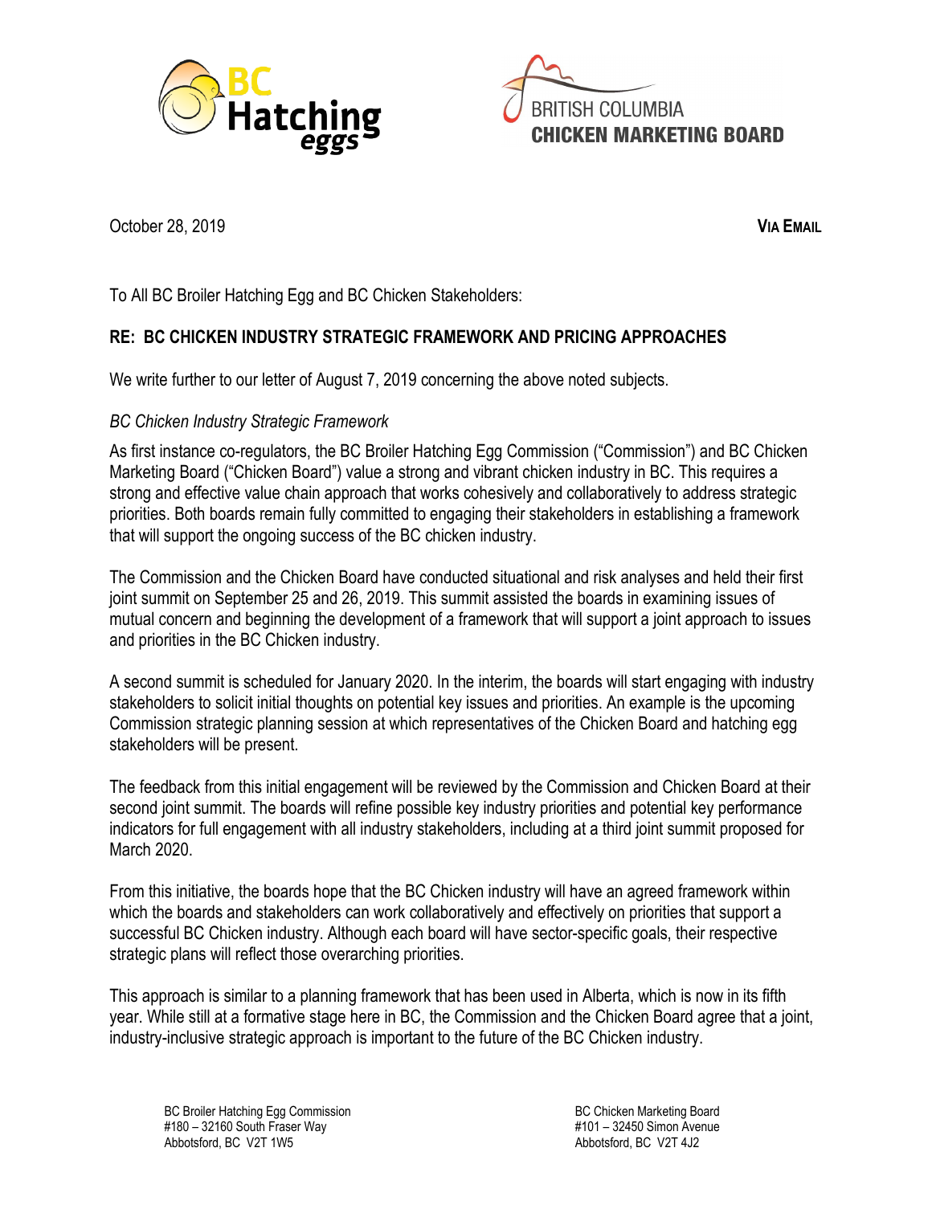BC Hatching eggs

BRITISH COLUMBIA
**CHICKEN MARKETING BOARD**

October 28, 2019 **VIA EMAIL**

To All BC Broiler Hatching Egg and BC Chicken Stakeholders:

**RE: BC CHICKEN INDUSTRY STRATEGIC FRAMEWORK AND PRICING APPROACHES**

We write further to our letter of August 7, 2019 concerning the above noted subjects.

*BC Chicken Industry Strategic Framework*

As first instance co-regulators, the BC Broiler Hatching Egg Commission ("Commission") and BC Chicken Marketing Board ("Chicken Board") value a strong and vibrant chicken industry in BC. This requires a strong and effective value chain approach that works cohesively and collaboratively to address strategic priorities. Both boards remain fully committed to engaging their stakeholders in establishing a framework that will support the ongoing success of the BC chicken industry.

The Commission and the Chicken Board have conducted situational and risk analyses and held their first joint summit on September 25 and 26, 2019. This summit assisted the boards in examining issues of mutual concern and beginning the development of a framework that will support a joint approach to issues and priorities in the BC Chicken industry.

A second summit is scheduled for January 2020. In the interim, the boards will start engaging with industry stakeholders to solicit initial thoughts on potential key issues and priorities. An example is the upcoming Commission strategic planning session at which representatives of the Chicken Board and hatching egg stakeholders will be present.

The feedback from this initial engagement will be reviewed by the Commission and Chicken Board at their second joint summit. The boards will refine possible key industry priorities and potential key performance indicators for full engagement with all industry stakeholders, including at a third joint summit proposed for March 2020.

From this initiative, the boards hope that the BC Chicken industry will have an agreed framework within which the boards and stakeholders can work collaboratively and effectively on priorities that support a successful BC Chicken industry. Although each board will have sector-specific goals, their respective strategic plans will reflect those overarching priorities.

This approach is similar to a planning framework that has been used in Alberta, which is now in its fifth year. While still at a formative stage here in BC, the Commission and the Chicken Board agree that a joint, industry-inclusive strategic approach is important to the future of the BC Chicken industry.

BC Broiler Hatching Egg Commission
#180 – 32160 South Fraser Way
Abbotsford, BC V2T 1W5

BC Chicken Marketing Board
#101 – 32450 Simon Avenue
Abbotsford, BC V2T 4J2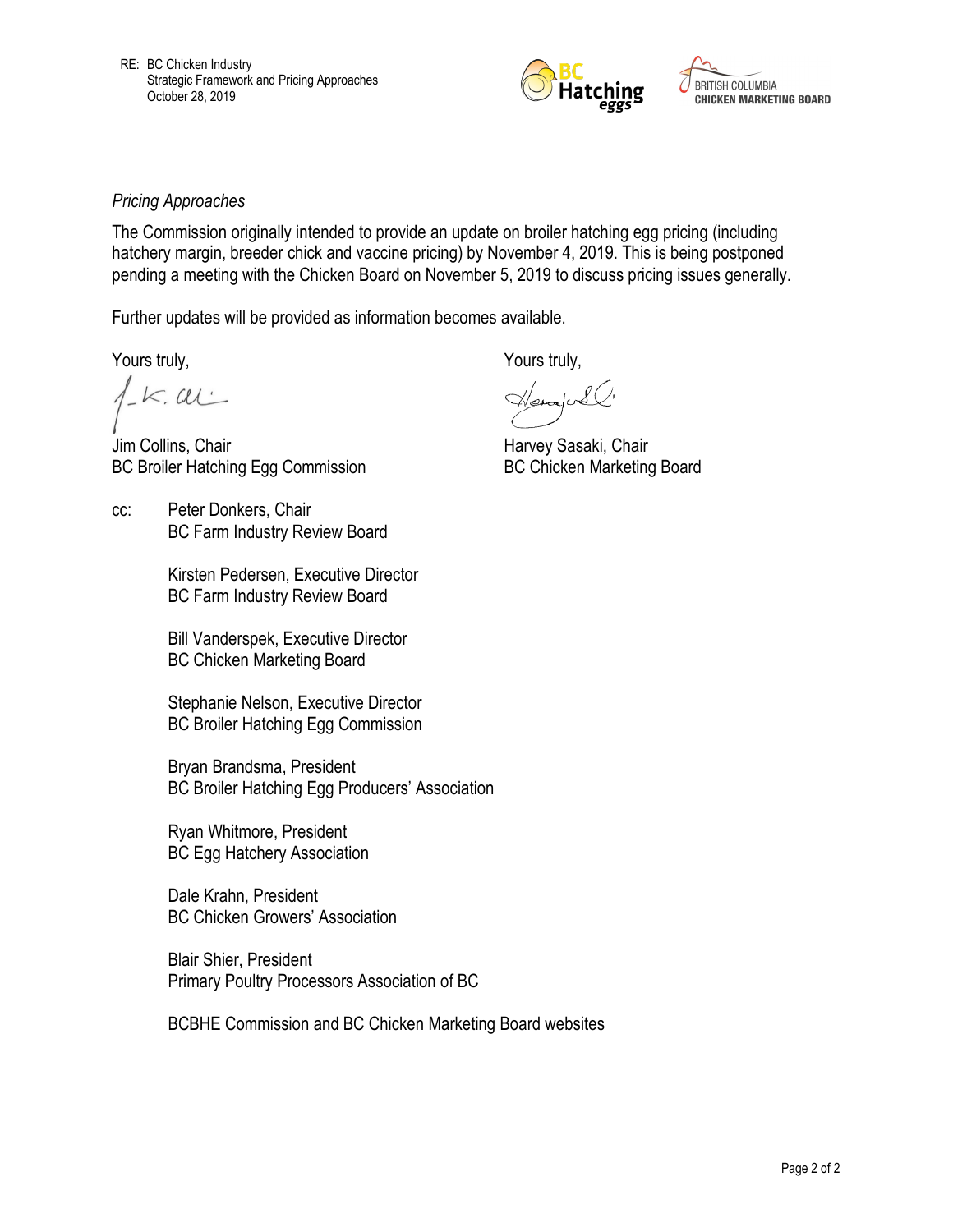*Pricing Approaches*

The Commission originally intended to provide an update on broiler hatching egg pricing (including hatchery margin, breeder chick and vaccine pricing) by November 4, 2019. This is being postponed pending a meeting with the Chicken Board on November 5, 2019 to discuss pricing issues generally.

Further updates will be provided as information becomes available.

Yours truly,

Jim Collins, Chair
BC Broiler Hatching Egg Commission

Yours truly,

Harvey Sasaki, Chair
BC Chicken Marketing Board

cc: Peter Donkers, Chair
BC Farm Industry Review Board

Kirsten Pedersen, Executive Director
BC Farm Industry Review Board

Bill Vanderspek, Executive Director
BC Chicken Marketing Board

Stephanie Nelson, Executive Director
BC Broiler Hatching Egg Commission

Bryan Brandsma, President
BC Broiler Hatching Egg Producers' Association

Ryan Whitmore, President
BC Egg Hatchery Association

Dale Krahn, President
BC Chicken Growers' Association

Blair Shier, President
Primary Poultry Processors Association of BC

BCBHE Commission and BC Chicken Marketing Board websites